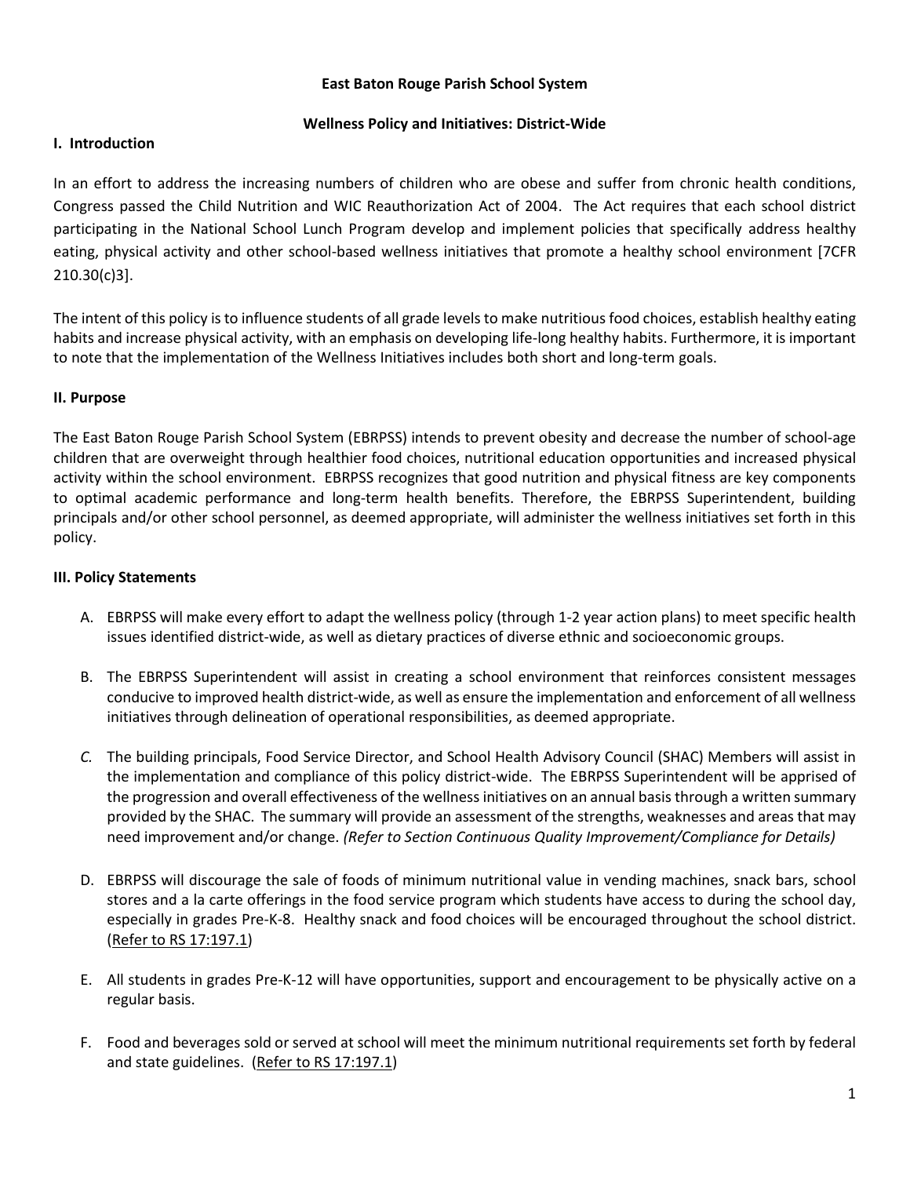**East Baton Rouge Parish School System**

**Wellness Policy and Initiatives: District-Wide**

## I. Introduction

In an effort to address the increasing numbers of children who are obese and suffer from chronic health conditions, Congress passed the Child Nutrition and WIC Reauthorization Act of 2004. The Act requires that each school district participating in the National School Lunch Program develop and implement policies that specifically address healthy eating, physical activity and other school-based wellness initiatives that promote a healthy school environment [7CFR 210.30(c)3].

The intent of this policy is to influence students of all grade levels to make nutritious food choices, establish healthy eating habits and increase physical activity, with an emphasis on developing life-long healthy habits. Furthermore, it is important to note that the implementation of the Wellness Initiatives includes both short and long-term goals.

## II. Purpose

The East Baton Rouge Parish School System (EBRPSS) intends to prevent obesity and decrease the number of school-age children that are overweight through healthier food choices, nutritional education opportunities and increased physical activity within the school environment. EBRPSS recognizes that good nutrition and physical fitness are key components to optimal academic performance and long-term health benefits. Therefore, the EBRPSS Superintendent, building principals and/or other school personnel, as deemed appropriate, will administer the wellness initiatives set forth in this policy.

## III. Policy Statements

A. EBRPSS will make every effort to adapt the wellness policy (through 1-2 year action plans) to meet specific health issues identified district-wide, as well as dietary practices of diverse ethnic and socioeconomic groups.

B. The EBRPSS Superintendent will assist in creating a school environment that reinforces consistent messages conducive to improved health district-wide, as well as ensure the implementation and enforcement of all wellness initiatives through delineation of operational responsibilities, as deemed appropriate.

*C.* The building principals, Food Service Director, and School Health Advisory Council (SHAC) Members will assist in the implementation and compliance of this policy district-wide. The EBRPSS Superintendent will be apprised of the progression and overall effectiveness of the wellness initiatives on an annual basis through a written summary provided by the SHAC. The summary will provide an assessment of the strengths, weaknesses and areas that may need improvement and/or change. *(Refer to Section Continuous Quality Improvement/Compliance for Details)*

D. EBRPSS will discourage the sale of foods of minimum nutritional value in vending machines, snack bars, school stores and a la carte offerings in the food service program which students have access to during the school day, especially in grades Pre-K-8. Healthy snack and food choices will be encouraged throughout the school district. (Refer to RS 17:197.1)

E. All students in grades Pre-K-12 will have opportunities, support and encouragement to be physically active on a regular basis.

F. Food and beverages sold or served at school will meet the minimum nutritional requirements set forth by federal and state guidelines. (Refer to RS 17:197.1)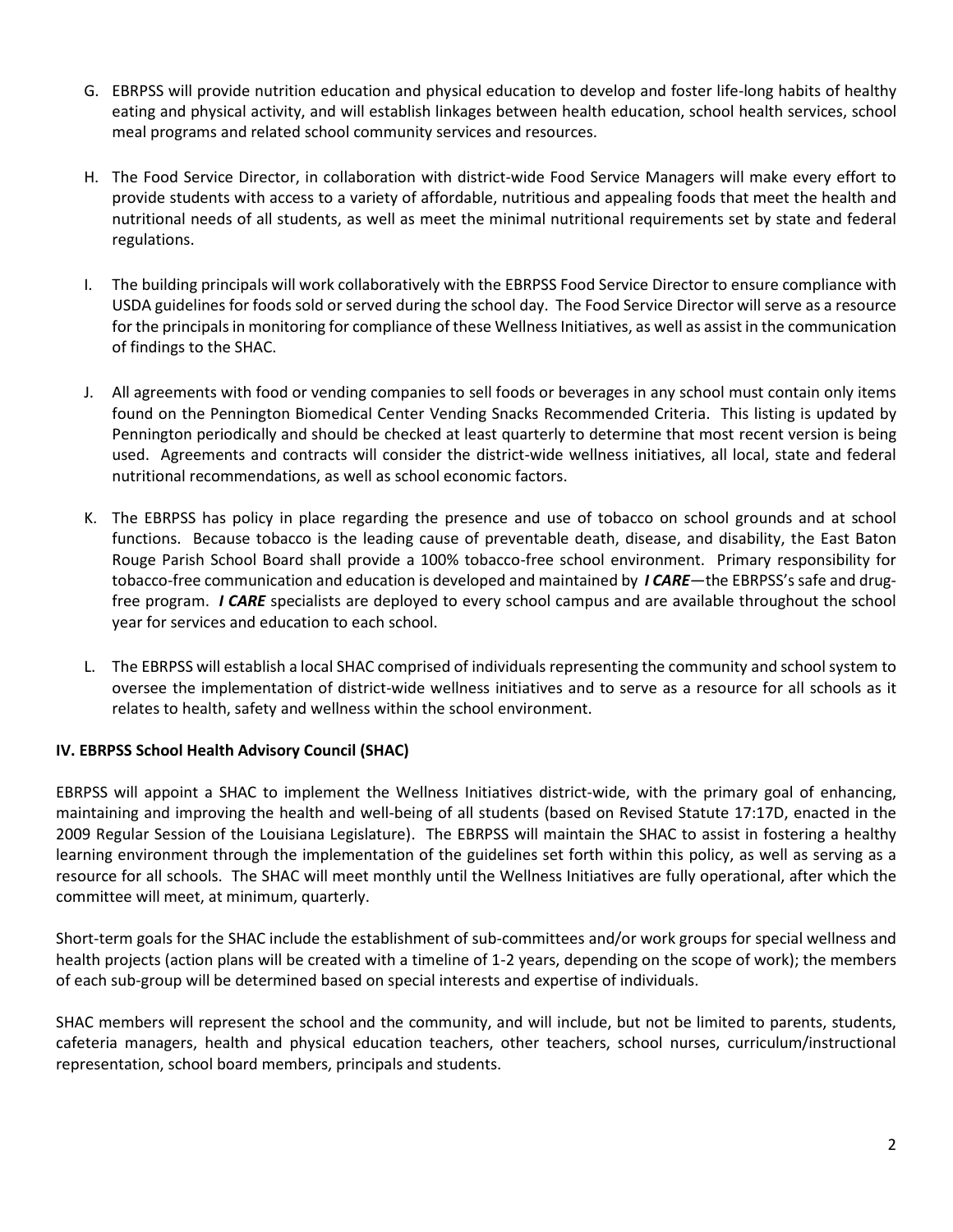G. EBRPSS will provide nutrition education and physical education to develop and foster life-long habits of healthy eating and physical activity, and will establish linkages between health education, school health services, school meal programs and related school community services and resources.

H. The Food Service Director, in collaboration with district-wide Food Service Managers will make every effort to provide students with access to a variety of affordable, nutritious and appealing foods that meet the health and nutritional needs of all students, as well as meet the minimal nutritional requirements set by state and federal regulations.

I. The building principals will work collaboratively with the EBRPSS Food Service Director to ensure compliance with USDA guidelines for foods sold or served during the school day. The Food Service Director will serve as a resource for the principals in monitoring for compliance of these Wellness Initiatives, as well as assist in the communication of findings to the SHAC.

J. All agreements with food or vending companies to sell foods or beverages in any school must contain only items found on the Pennington Biomedical Center Vending Snacks Recommended Criteria. This listing is updated by Pennington periodically and should be checked at least quarterly to determine that most recent version is being used. Agreements and contracts will consider the district-wide wellness initiatives, all local, state and federal nutritional recommendations, as well as school economic factors.

K. The EBRPSS has policy in place regarding the presence and use of tobacco on school grounds and at school functions. Because tobacco is the leading cause of preventable death, disease, and disability, the East Baton Rouge Parish School Board shall provide a 100% tobacco-free school environment. Primary responsibility for tobacco-free communication and education is developed and maintained by ***I CARE***—the EBRPSS's safe and drug-free program. ***I CARE*** specialists are deployed to every school campus and are available throughout the school year for services and education to each school.

L. The EBRPSS will establish a local SHAC comprised of individuals representing the community and school system to oversee the implementation of district-wide wellness initiatives and to serve as a resource for all schools as it relates to health, safety and wellness within the school environment.

## IV. EBRPSS School Health Advisory Council (SHAC)

EBRPSS will appoint a SHAC to implement the Wellness Initiatives district-wide, with the primary goal of enhancing, maintaining and improving the health and well-being of all students (based on Revised Statute 17:17D, enacted in the 2009 Regular Session of the Louisiana Legislature). The EBRPSS will maintain the SHAC to assist in fostering a healthy learning environment through the implementation of the guidelines set forth within this policy, as well as serving as a resource for all schools. The SHAC will meet monthly until the Wellness Initiatives are fully operational, after which the committee will meet, at minimum, quarterly.

Short-term goals for the SHAC include the establishment of sub-committees and/or work groups for special wellness and health projects (action plans will be created with a timeline of 1-2 years, depending on the scope of work); the members of each sub-group will be determined based on special interests and expertise of individuals.

SHAC members will represent the school and the community, and will include, but not be limited to parents, students, cafeteria managers, health and physical education teachers, other teachers, school nurses, curriculum/instructional representation, school board members, principals and students.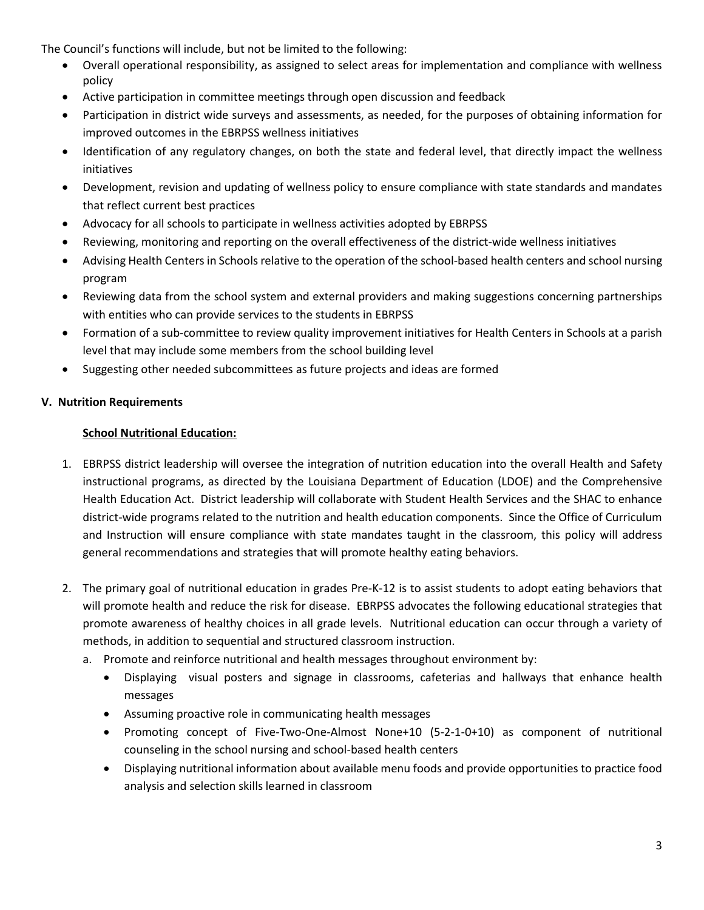The Council's functions will include, but not be limited to the following:

- Overall operational responsibility, as assigned to select areas for implementation and compliance with wellness policy
- Active participation in committee meetings through open discussion and feedback
- Participation in district wide surveys and assessments, as needed, for the purposes of obtaining information for improved outcomes in the EBRPSS wellness initiatives
- Identification of any regulatory changes, on both the state and federal level, that directly impact the wellness initiatives
- Development, revision and updating of wellness policy to ensure compliance with state standards and mandates that reflect current best practices
- Advocacy for all schools to participate in wellness activities adopted by EBRPSS
- Reviewing, monitoring and reporting on the overall effectiveness of the district-wide wellness initiatives
- Advising Health Centers in Schools relative to the operation of the school-based health centers and school nursing program
- Reviewing data from the school system and external providers and making suggestions concerning partnerships with entities who can provide services to the students in EBRPSS
- Formation of a sub-committee to review quality improvement initiatives for Health Centers in Schools at a parish level that may include some members from the school building level
- Suggesting other needed subcommittees as future projects and ideas are formed

## V. Nutrition Requirements

### **School Nutritional Education:**

1. EBRPSS district leadership will oversee the integration of nutrition education into the overall Health and Safety instructional programs, as directed by the Louisiana Department of Education (LDOE) and the Comprehensive Health Education Act. District leadership will collaborate with Student Health Services and the SHAC to enhance district-wide programs related to the nutrition and health education components. Since the Office of Curriculum and Instruction will ensure compliance with state mandates taught in the classroom, this policy will address general recommendations and strategies that will promote healthy eating behaviors.

2. The primary goal of nutritional education in grades Pre-K-12 is to assist students to adopt eating behaviors that will promote health and reduce the risk for disease. EBRPSS advocates the following educational strategies that promote awareness of healthy choices in all grade levels. Nutritional education can occur through a variety of methods, in addition to sequential and structured classroom instruction.
   a. Promote and reinforce nutritional and health messages throughout environment by:
      - Displaying visual posters and signage in classrooms, cafeterias and hallways that enhance health messages
      - Assuming proactive role in communicating health messages
      - Promoting concept of Five-Two-One-Almost None+10 (5-2-1-0+10) as component of nutritional counseling in the school nursing and school-based health centers
      - Displaying nutritional information about available menu foods and provide opportunities to practice food analysis and selection skills learned in classroom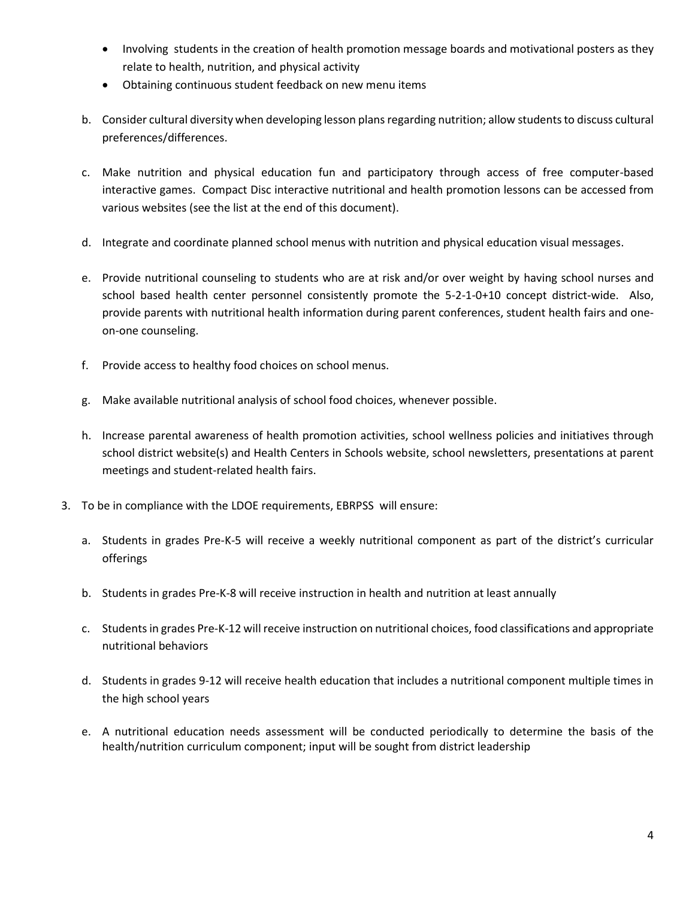- Involving students in the creation of health promotion message boards and motivational posters as they relate to health, nutrition, and physical activity
- Obtaining continuous student feedback on new menu items

b. Consider cultural diversity when developing lesson plans regarding nutrition; allow students to discuss cultural preferences/differences.

c. Make nutrition and physical education fun and participatory through access of free computer-based interactive games. Compact Disc interactive nutritional and health promotion lessons can be accessed from various websites (see the list at the end of this document).

d. Integrate and coordinate planned school menus with nutrition and physical education visual messages.

e. Provide nutritional counseling to students who are at risk and/or over weight by having school nurses and school based health center personnel consistently promote the 5-2-1-0+10 concept district-wide. Also, provide parents with nutritional health information during parent conferences, student health fairs and one-on-one counseling.

f. Provide access to healthy food choices on school menus.

g. Make available nutritional analysis of school food choices, whenever possible.

h. Increase parental awareness of health promotion activities, school wellness policies and initiatives through school district website(s) and Health Centers in Schools website, school newsletters, presentations at parent meetings and student-related health fairs.

3. To be in compliance with the LDOE requirements, EBRPSS will ensure:

   a. Students in grades Pre-K-5 will receive a weekly nutritional component as part of the district's curricular offerings

   b. Students in grades Pre-K-8 will receive instruction in health and nutrition at least annually

   c. Students in grades Pre-K-12 will receive instruction on nutritional choices, food classifications and appropriate nutritional behaviors

   d. Students in grades 9-12 will receive health education that includes a nutritional component multiple times in the high school years

   e. A nutritional education needs assessment will be conducted periodically to determine the basis of the health/nutrition curriculum component; input will be sought from district leadership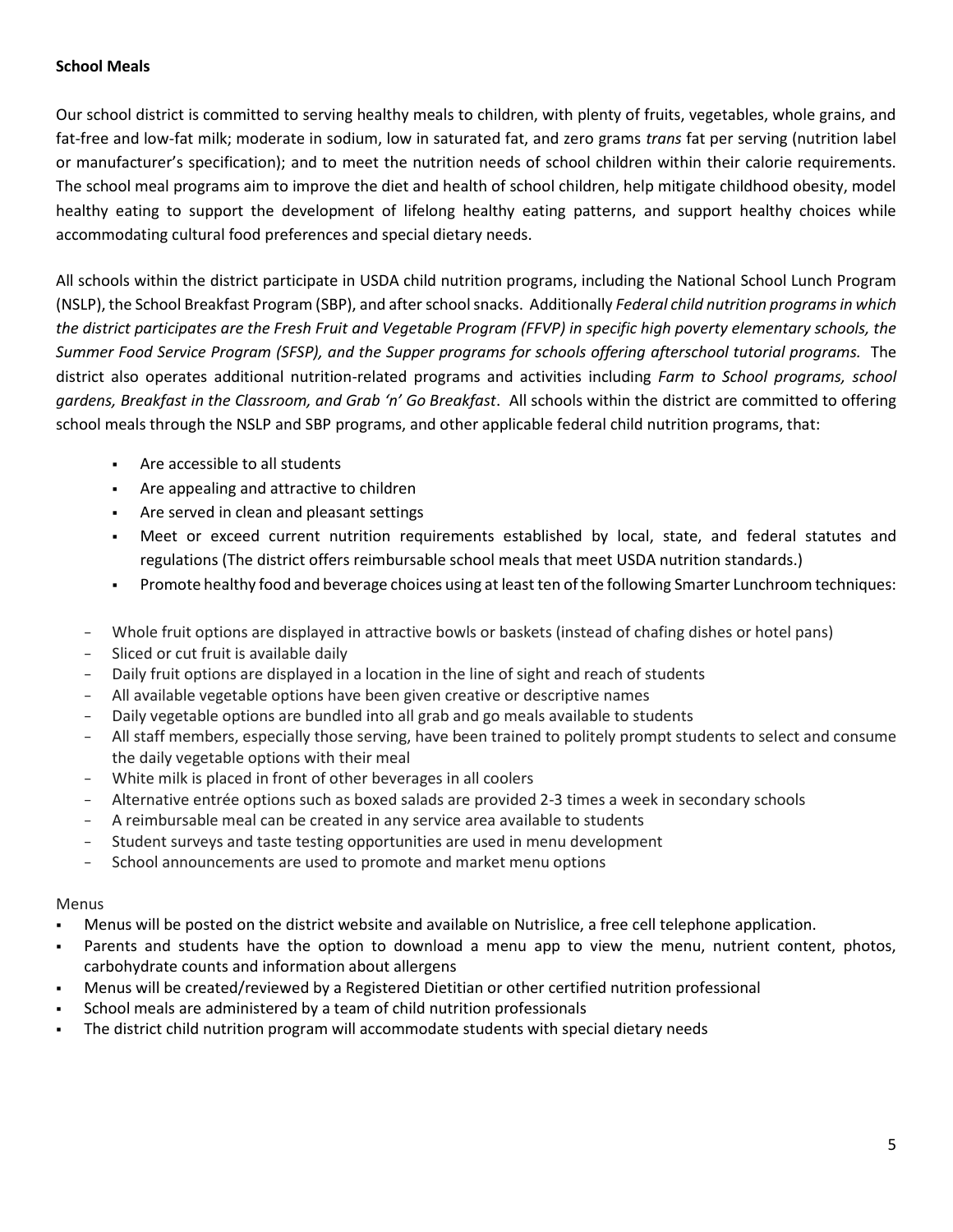**School Meals**

Our school district is committed to serving healthy meals to children, with plenty of fruits, vegetables, whole grains, and fat-free and low-fat milk; moderate in sodium, low in saturated fat, and zero grams *trans* fat per serving (nutrition label or manufacturer's specification); and to meet the nutrition needs of school children within their calorie requirements. The school meal programs aim to improve the diet and health of school children, help mitigate childhood obesity, model healthy eating to support the development of lifelong healthy eating patterns, and support healthy choices while accommodating cultural food preferences and special dietary needs.

All schools within the district participate in USDA child nutrition programs, including the National School Lunch Program (NSLP), the School Breakfast Program (SBP), and after school snacks. Additionally *Federal child nutrition programs in which the district participates are the Fresh Fruit and Vegetable Program (FFVP) in specific high poverty elementary schools, the Summer Food Service Program (SFSP), and the Supper programs for schools offering afterschool tutorial programs.* The district also operates additional nutrition-related programs and activities including *Farm to School programs, school gardens, Breakfast in the Classroom, and Grab 'n' Go Breakfast*. All schools within the district are committed to offering school meals through the NSLP and SBP programs, and other applicable federal child nutrition programs, that:

- Are accessible to all students
- Are appealing and attractive to children
- Are served in clean and pleasant settings
- Meet or exceed current nutrition requirements established by local, state, and federal statutes and regulations (The district offers reimbursable school meals that meet USDA nutrition standards.)
- Promote healthy food and beverage choices using at least ten of the following Smarter Lunchroom techniques:

- Whole fruit options are displayed in attractive bowls or baskets (instead of chafing dishes or hotel pans)
- Sliced or cut fruit is available daily
- Daily fruit options are displayed in a location in the line of sight and reach of students
- All available vegetable options have been given creative or descriptive names
- Daily vegetable options are bundled into all grab and go meals available to students
- All staff members, especially those serving, have been trained to politely prompt students to select and consume the daily vegetable options with their meal
- White milk is placed in front of other beverages in all coolers
- Alternative entrée options such as boxed salads are provided 2-3 times a week in secondary schools
- A reimbursable meal can be created in any service area available to students
- Student surveys and taste testing opportunities are used in menu development
- School announcements are used to promote and market menu options

Menus

- Menus will be posted on the district website and available on Nutrislice, a free cell telephone application.
- Parents and students have the option to download a menu app to view the menu, nutrient content, photos, carbohydrate counts and information about allergens
- Menus will be created/reviewed by a Registered Dietitian or other certified nutrition professional
- School meals are administered by a team of child nutrition professionals
- The district child nutrition program will accommodate students with special dietary needs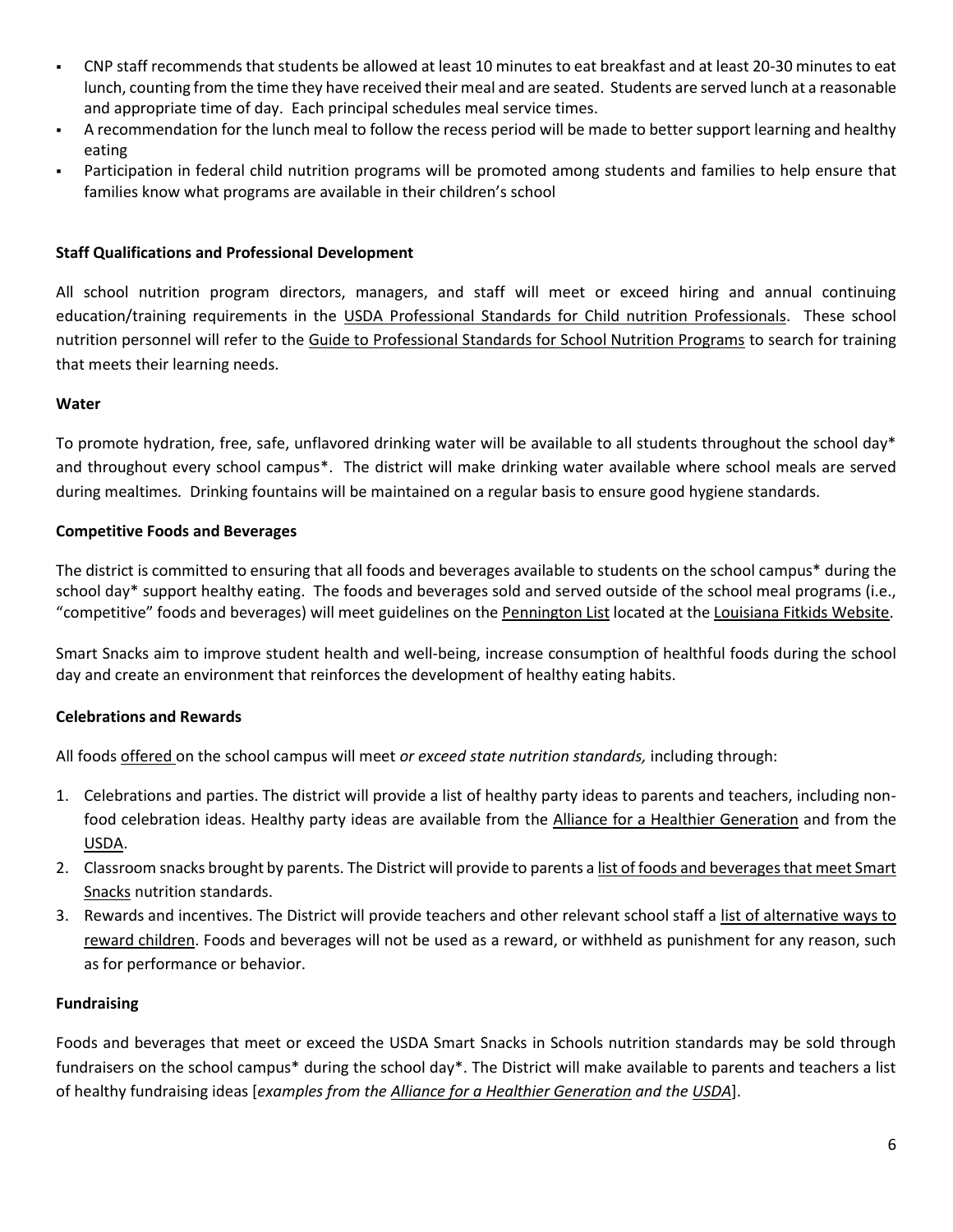- CNP staff recommends that students be allowed at least 10 minutes to eat breakfast and at least 20-30 minutes to eat lunch, counting from the time they have received their meal and are seated. Students are served lunch at a reasonable and appropriate time of day. Each principal schedules meal service times.
- A recommendation for the lunch meal to follow the recess period will be made to better support learning and healthy eating
- Participation in federal child nutrition programs will be promoted among students and families to help ensure that families know what programs are available in their children's school

**Staff Qualifications and Professional Development**

All school nutrition program directors, managers, and staff will meet or exceed hiring and annual continuing education/training requirements in the USDA Professional Standards for Child nutrition Professionals. These school nutrition personnel will refer to the Guide to Professional Standards for School Nutrition Programs to search for training that meets their learning needs.

**Water**

To promote hydration, free, safe, unflavored drinking water will be available to all students throughout the school day* and throughout every school campus*. The district will make drinking water available where school meals are served during mealtimes. Drinking fountains will be maintained on a regular basis to ensure good hygiene standards.

**Competitive Foods and Beverages**

The district is committed to ensuring that all foods and beverages available to students on the school campus* during the school day* support healthy eating. The foods and beverages sold and served outside of the school meal programs (i.e., "competitive" foods and beverages) will meet guidelines on the Pennington List located at the Louisiana Fitkids Website.

Smart Snacks aim to improve student health and well-being, increase consumption of healthful foods during the school day and create an environment that reinforces the development of healthy eating habits.

**Celebrations and Rewards**

All foods offered on the school campus will meet *or exceed state nutrition standards,* including through:

1. Celebrations and parties. The district will provide a list of healthy party ideas to parents and teachers, including non-food celebration ideas. Healthy party ideas are available from the Alliance for a Healthier Generation and from the USDA.
2. Classroom snacks brought by parents. The District will provide to parents a list of foods and beverages that meet Smart Snacks nutrition standards.
3. Rewards and incentives. The District will provide teachers and other relevant school staff a list of alternative ways to reward children. Foods and beverages will not be used as a reward, or withheld as punishment for any reason, such as for performance or behavior.

**Fundraising**

Foods and beverages that meet or exceed the USDA Smart Snacks in Schools nutrition standards may be sold through fundraisers on the school campus* during the school day*. The District will make available to parents and teachers a list of healthy fundraising ideas [*examples from the Alliance for a Healthier Generation and the USDA*].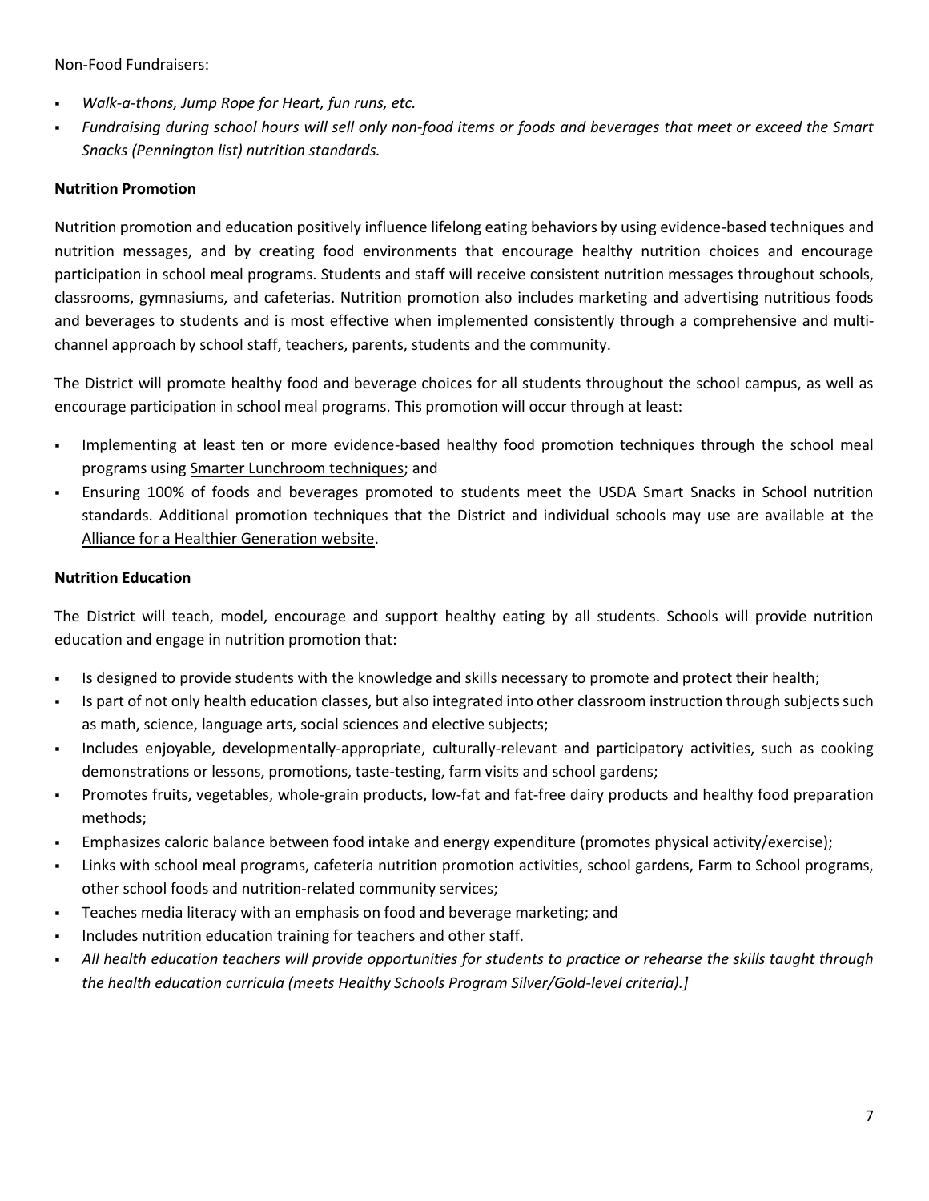Non-Food Fundraisers:

- *Walk-a-thons, Jump Rope for Heart, fun runs, etc.*
- *Fundraising during school hours will sell only non-food items or foods and beverages that meet or exceed the Smart Snacks (Pennington list) nutrition standards.*

**Nutrition Promotion**

Nutrition promotion and education positively influence lifelong eating behaviors by using evidence-based techniques and nutrition messages, and by creating food environments that encourage healthy nutrition choices and encourage participation in school meal programs. Students and staff will receive consistent nutrition messages throughout schools, classrooms, gymnasiums, and cafeterias. Nutrition promotion also includes marketing and advertising nutritious foods and beverages to students and is most effective when implemented consistently through a comprehensive and multi-channel approach by school staff, teachers, parents, students and the community.

The District will promote healthy food and beverage choices for all students throughout the school campus, as well as encourage participation in school meal programs. This promotion will occur through at least:

- Implementing at least ten or more evidence-based healthy food promotion techniques through the school meal programs using Smarter Lunchroom techniques; and
- Ensuring 100% of foods and beverages promoted to students meet the USDA Smart Snacks in School nutrition standards. Additional promotion techniques that the District and individual schools may use are available at the Alliance for a Healthier Generation website.

**Nutrition Education**

The District will teach, model, encourage and support healthy eating by all students. Schools will provide nutrition education and engage in nutrition promotion that:

- Is designed to provide students with the knowledge and skills necessary to promote and protect their health;
- Is part of not only health education classes, but also integrated into other classroom instruction through subjects such as math, science, language arts, social sciences and elective subjects;
- Includes enjoyable, developmentally-appropriate, culturally-relevant and participatory activities, such as cooking demonstrations or lessons, promotions, taste-testing, farm visits and school gardens;
- Promotes fruits, vegetables, whole-grain products, low-fat and fat-free dairy products and healthy food preparation methods;
- Emphasizes caloric balance between food intake and energy expenditure (promotes physical activity/exercise);
- Links with school meal programs, cafeteria nutrition promotion activities, school gardens, Farm to School programs, other school foods and nutrition-related community services;
- Teaches media literacy with an emphasis on food and beverage marketing; and
- Includes nutrition education training for teachers and other staff.
- *All health education teachers will provide opportunities for students to practice or rehearse the skills taught through the health education curricula (meets Healthy Schools Program Silver/Gold-level criteria).]*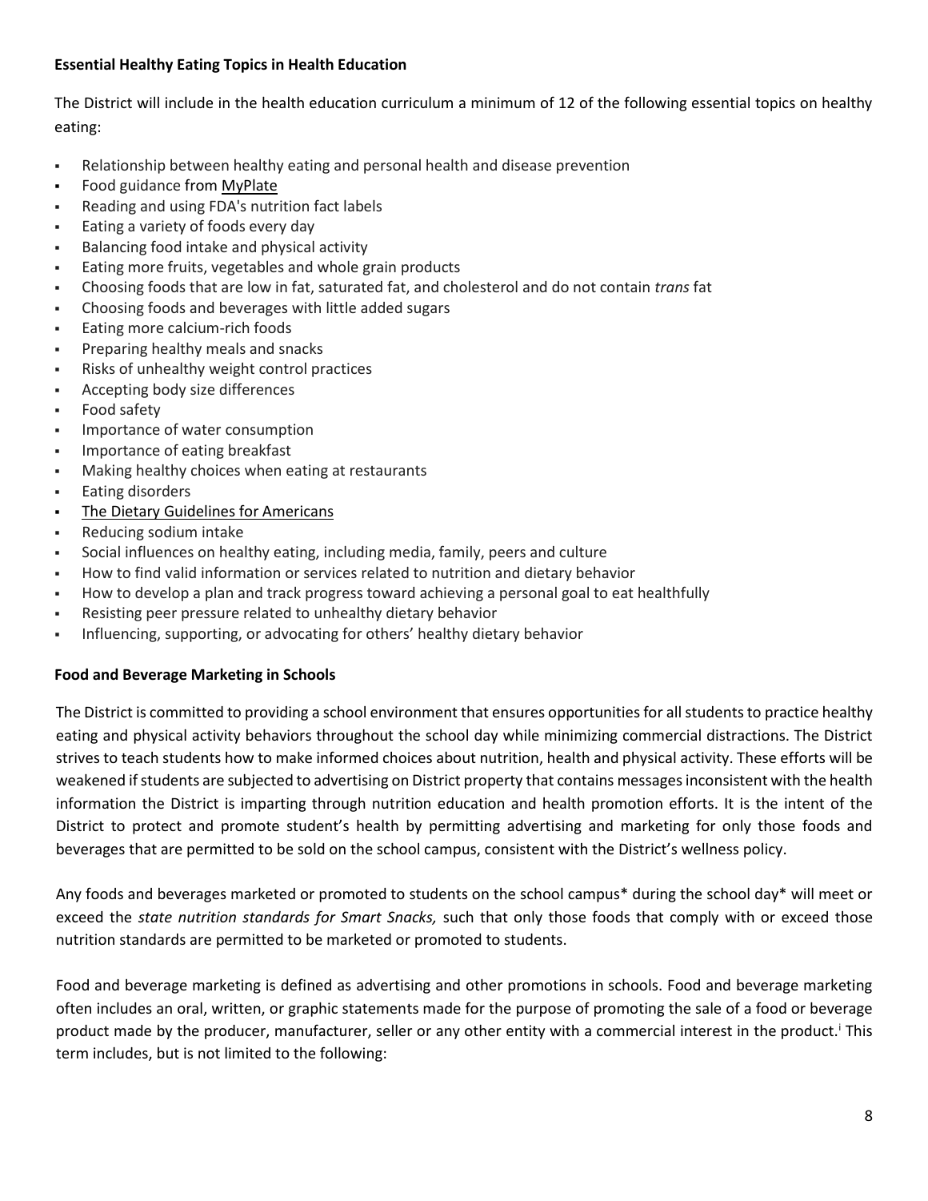**Essential Healthy Eating Topics in Health Education**

The District will include in the health education curriculum a minimum of 12 of the following essential topics on healthy eating:

- Relationship between healthy eating and personal health and disease prevention
- Food guidance from MyPlate
- Reading and using FDA's nutrition fact labels
- Eating a variety of foods every day
- Balancing food intake and physical activity
- Eating more fruits, vegetables and whole grain products
- Choosing foods that are low in fat, saturated fat, and cholesterol and do not contain *trans* fat
- Choosing foods and beverages with little added sugars
- Eating more calcium-rich foods
- Preparing healthy meals and snacks
- Risks of unhealthy weight control practices
- Accepting body size differences
- Food safety
- Importance of water consumption
- Importance of eating breakfast
- Making healthy choices when eating at restaurants
- Eating disorders
- The Dietary Guidelines for Americans
- Reducing sodium intake
- Social influences on healthy eating, including media, family, peers and culture
- How to find valid information or services related to nutrition and dietary behavior
- How to develop a plan and track progress toward achieving a personal goal to eat healthfully
- Resisting peer pressure related to unhealthy dietary behavior
- Influencing, supporting, or advocating for others' healthy dietary behavior

**Food and Beverage Marketing in Schools**

The District is committed to providing a school environment that ensures opportunities for all students to practice healthy eating and physical activity behaviors throughout the school day while minimizing commercial distractions. The District strives to teach students how to make informed choices about nutrition, health and physical activity. These efforts will be weakened if students are subjected to advertising on District property that contains messages inconsistent with the health information the District is imparting through nutrition education and health promotion efforts. It is the intent of the District to protect and promote student's health by permitting advertising and marketing for only those foods and beverages that are permitted to be sold on the school campus, consistent with the District's wellness policy.

Any foods and beverages marketed or promoted to students on the school campus* during the school day* will meet or exceed the *state nutrition standards for Smart Snacks,* such that only those foods that comply with or exceed those nutrition standards are permitted to be marketed or promoted to students.

Food and beverage marketing is defined as advertising and other promotions in schools. Food and beverage marketing often includes an oral, written, or graphic statements made for the purpose of promoting the sale of a food or beverage product made by the producer, manufacturer, seller or any other entity with a commercial interest in the product.[i] This term includes, but is not limited to the following: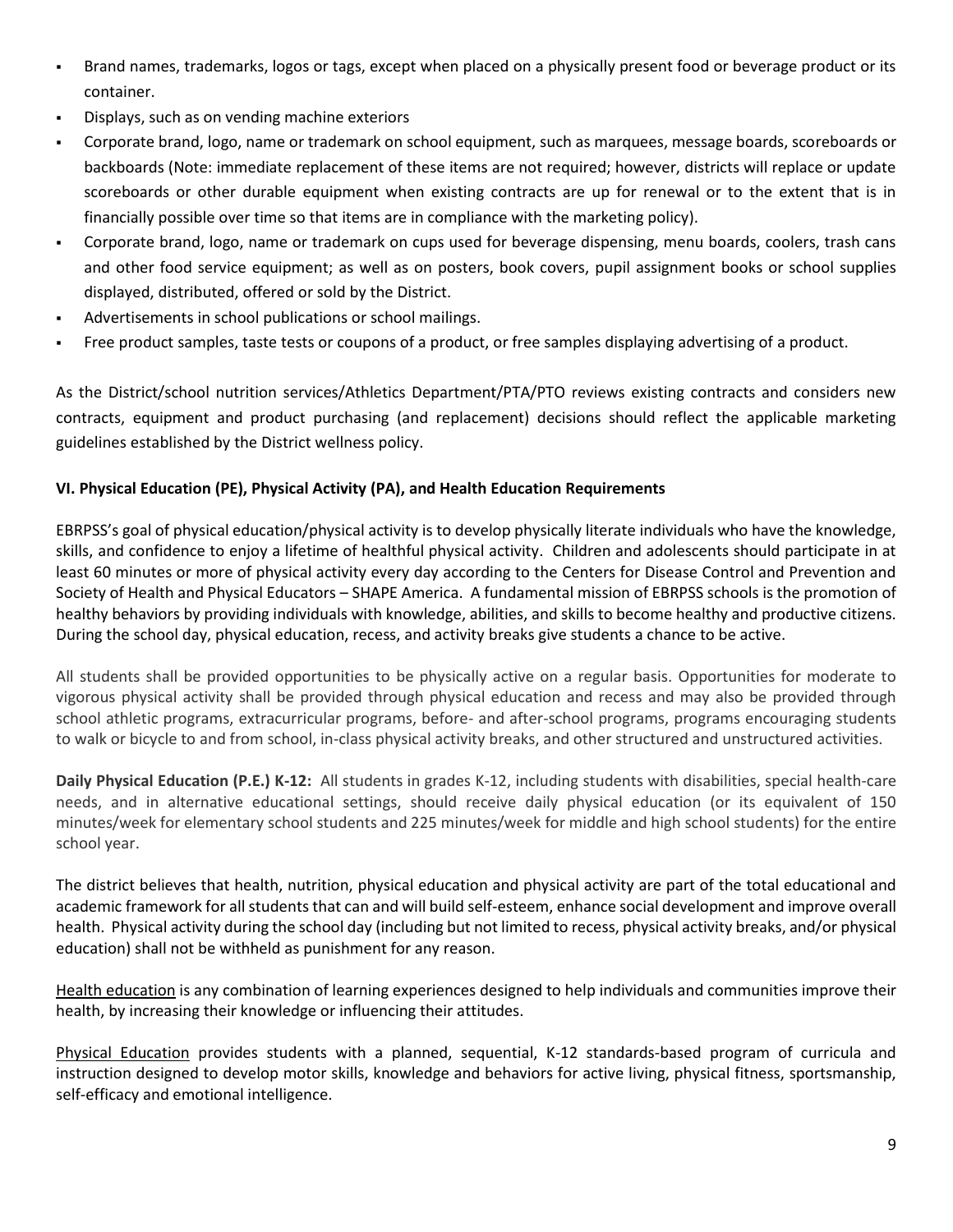- Brand names, trademarks, logos or tags, except when placed on a physically present food or beverage product or its container.
- Displays, such as on vending machine exteriors
- Corporate brand, logo, name or trademark on school equipment, such as marquees, message boards, scoreboards or backboards (Note: immediate replacement of these items are not required; however, districts will replace or update scoreboards or other durable equipment when existing contracts are up for renewal or to the extent that is in financially possible over time so that items are in compliance with the marketing policy).
- Corporate brand, logo, name or trademark on cups used for beverage dispensing, menu boards, coolers, trash cans and other food service equipment; as well as on posters, book covers, pupil assignment books or school supplies displayed, distributed, offered or sold by the District.
- Advertisements in school publications or school mailings.
- Free product samples, taste tests or coupons of a product, or free samples displaying advertising of a product.

As the District/school nutrition services/Athletics Department/PTA/PTO reviews existing contracts and considers new contracts, equipment and product purchasing (and replacement) decisions should reflect the applicable marketing guidelines established by the District wellness policy.

### VI. Physical Education (PE), Physical Activity (PA), and Health Education Requirements

EBRPSS's goal of physical education/physical activity is to develop physically literate individuals who have the knowledge, skills, and confidence to enjoy a lifetime of healthful physical activity. Children and adolescents should participate in at least 60 minutes or more of physical activity every day according to the Centers for Disease Control and Prevention and Society of Health and Physical Educators – SHAPE America. A fundamental mission of EBRPSS schools is the promotion of healthy behaviors by providing individuals with knowledge, abilities, and skills to become healthy and productive citizens. During the school day, physical education, recess, and activity breaks give students a chance to be active.

All students shall be provided opportunities to be physically active on a regular basis. Opportunities for moderate to vigorous physical activity shall be provided through physical education and recess and may also be provided through school athletic programs, extracurricular programs, before- and after-school programs, programs encouraging students to walk or bicycle to and from school, in-class physical activity breaks, and other structured and unstructured activities.

**Daily Physical Education (P.E.) K-12:** All students in grades K-12, including students with disabilities, special health-care needs, and in alternative educational settings, should receive daily physical education (or its equivalent of 150 minutes/week for elementary school students and 225 minutes/week for middle and high school students) for the entire school year.

The district believes that health, nutrition, physical education and physical activity are part of the total educational and academic framework for all students that can and will build self-esteem, enhance social development and improve overall health. Physical activity during the school day (including but not limited to recess, physical activity breaks, and/or physical education) shall not be withheld as punishment for any reason.

<u>Health education</u> is any combination of learning experiences designed to help individuals and communities improve their health, by increasing their knowledge or influencing their attitudes.

<u>Physical Education</u> provides students with a planned, sequential, K-12 standards-based program of curricula and instruction designed to develop motor skills, knowledge and behaviors for active living, physical fitness, sportsmanship, self-efficacy and emotional intelligence.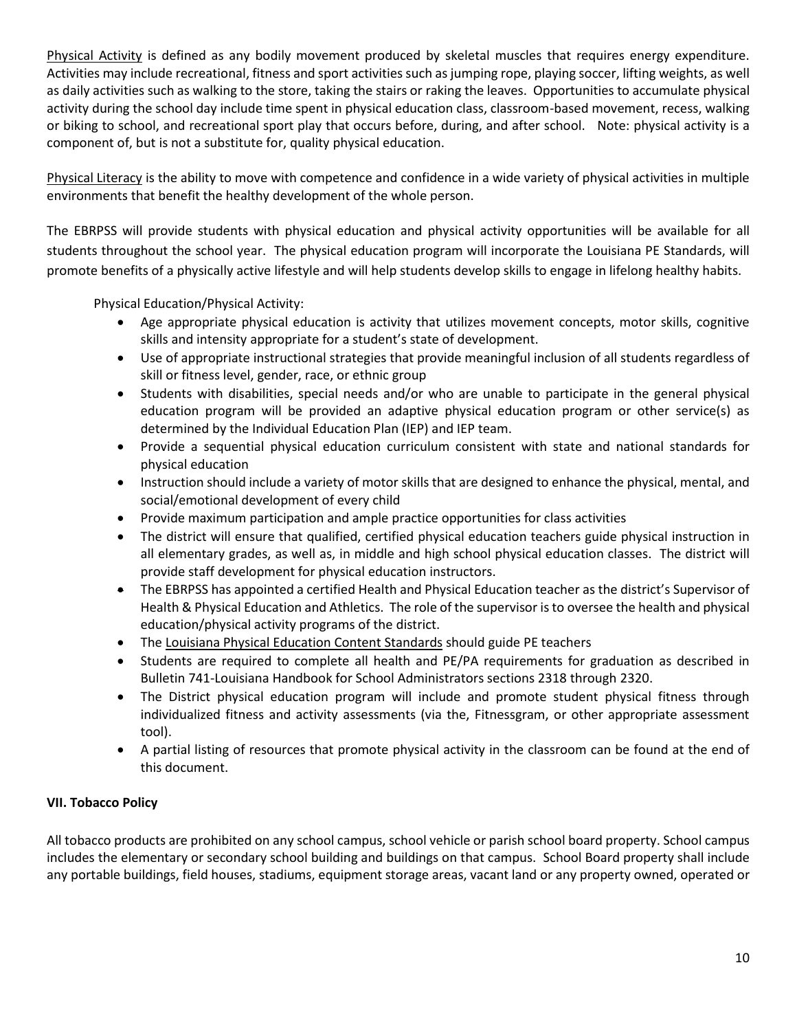Physical Activity is defined as any bodily movement produced by skeletal muscles that requires energy expenditure. Activities may include recreational, fitness and sport activities such as jumping rope, playing soccer, lifting weights, as well as daily activities such as walking to the store, taking the stairs or raking the leaves. Opportunities to accumulate physical activity during the school day include time spent in physical education class, classroom-based movement, recess, walking or biking to school, and recreational sport play that occurs before, during, and after school. Note: physical activity is a component of, but is not a substitute for, quality physical education.

Physical Literacy is the ability to move with competence and confidence in a wide variety of physical activities in multiple environments that benefit the healthy development of the whole person.

The EBRPSS will provide students with physical education and physical activity opportunities will be available for all students throughout the school year. The physical education program will incorporate the Louisiana PE Standards, will promote benefits of a physically active lifestyle and will help students develop skills to engage in lifelong healthy habits.

Physical Education/Physical Activity:

- Age appropriate physical education is activity that utilizes movement concepts, motor skills, cognitive skills and intensity appropriate for a student's state of development.
- Use of appropriate instructional strategies that provide meaningful inclusion of all students regardless of skill or fitness level, gender, race, or ethnic group
- Students with disabilities, special needs and/or who are unable to participate in the general physical education program will be provided an adaptive physical education program or other service(s) as determined by the Individual Education Plan (IEP) and IEP team.
- Provide a sequential physical education curriculum consistent with state and national standards for physical education
- Instruction should include a variety of motor skills that are designed to enhance the physical, mental, and social/emotional development of every child
- Provide maximum participation and ample practice opportunities for class activities
- The district will ensure that qualified, certified physical education teachers guide physical instruction in all elementary grades, as well as, in middle and high school physical education classes. The district will provide staff development for physical education instructors.
- The EBRPSS has appointed a certified Health and Physical Education teacher as the district's Supervisor of Health & Physical Education and Athletics. The role of the supervisor is to oversee the health and physical education/physical activity programs of the district.
- The Louisiana Physical Education Content Standards should guide PE teachers
- Students are required to complete all health and PE/PA requirements for graduation as described in Bulletin 741-Louisiana Handbook for School Administrators sections 2318 through 2320.
- The District physical education program will include and promote student physical fitness through individualized fitness and activity assessments (via the, Fitnessgram, or other appropriate assessment tool).
- A partial listing of resources that promote physical activity in the classroom can be found at the end of this document.

**VII. Tobacco Policy**

All tobacco products are prohibited on any school campus, school vehicle or parish school board property. School campus includes the elementary or secondary school building and buildings on that campus. School Board property shall include any portable buildings, field houses, stadiums, equipment storage areas, vacant land or any property owned, operated or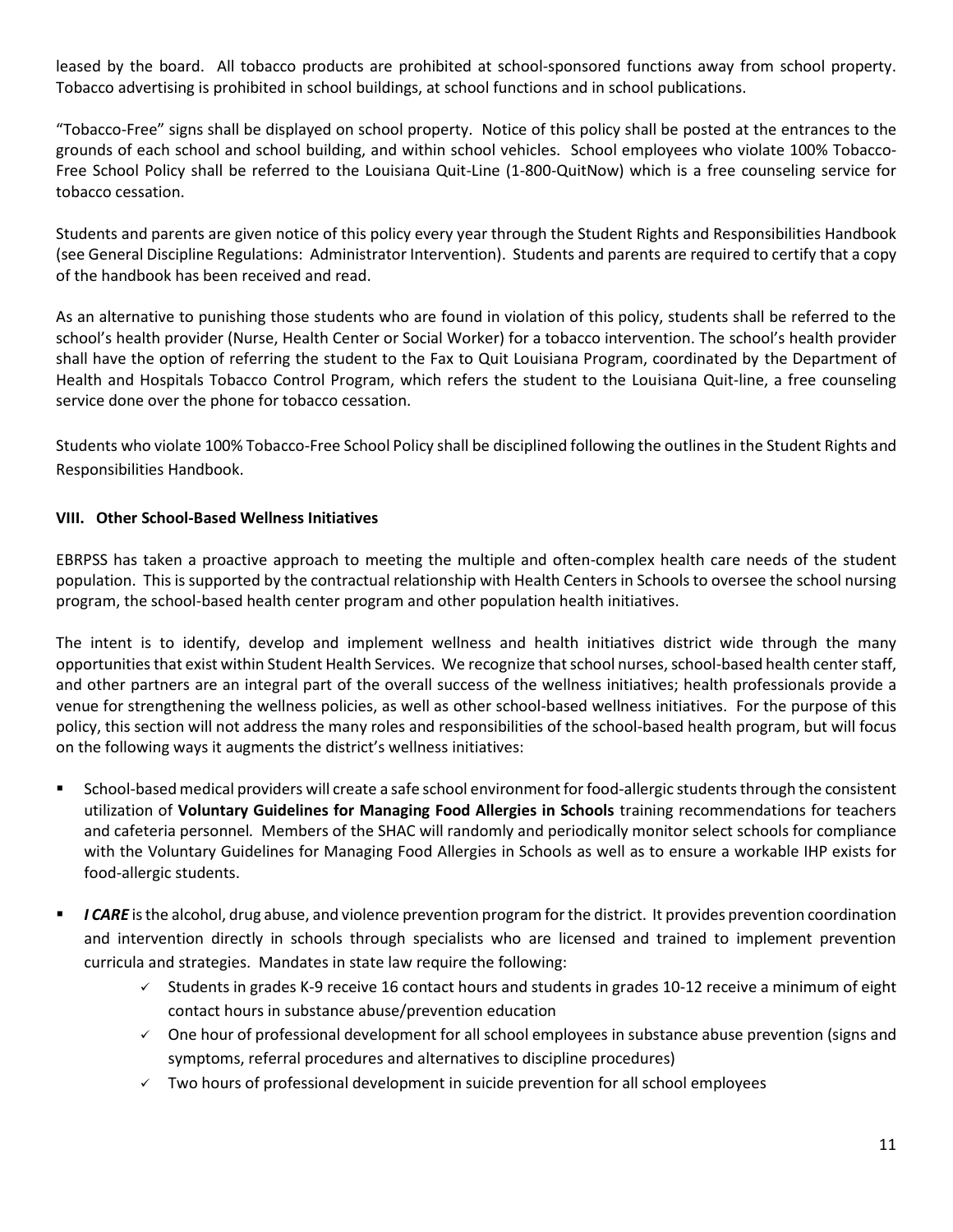leased by the board. All tobacco products are prohibited at school-sponsored functions away from school property. Tobacco advertising is prohibited in school buildings, at school functions and in school publications.

"Tobacco-Free" signs shall be displayed on school property. Notice of this policy shall be posted at the entrances to the grounds of each school and school building, and within school vehicles. School employees who violate 100% Tobacco-Free School Policy shall be referred to the Louisiana Quit-Line (1-800-QuitNow) which is a free counseling service for tobacco cessation.

Students and parents are given notice of this policy every year through the Student Rights and Responsibilities Handbook (see General Discipline Regulations: Administrator Intervention). Students and parents are required to certify that a copy of the handbook has been received and read.

As an alternative to punishing those students who are found in violation of this policy, students shall be referred to the school's health provider (Nurse, Health Center or Social Worker) for a tobacco intervention. The school's health provider shall have the option of referring the student to the Fax to Quit Louisiana Program, coordinated by the Department of Health and Hospitals Tobacco Control Program, which refers the student to the Louisiana Quit-line, a free counseling service done over the phone for tobacco cessation.

Students who violate 100% Tobacco-Free School Policy shall be disciplined following the outlines in the Student Rights and Responsibilities Handbook.

## VIII. Other School-Based Wellness Initiatives

EBRPSS has taken a proactive approach to meeting the multiple and often-complex health care needs of the student population. This is supported by the contractual relationship with Health Centers in Schools to oversee the school nursing program, the school-based health center program and other population health initiatives.

The intent is to identify, develop and implement wellness and health initiatives district wide through the many opportunities that exist within Student Health Services. We recognize that school nurses, school-based health center staff, and other partners are an integral part of the overall success of the wellness initiatives; health professionals provide a venue for strengthening the wellness policies, as well as other school-based wellness initiatives. For the purpose of this policy, this section will not address the many roles and responsibilities of the school-based health program, but will focus on the following ways it augments the district's wellness initiatives:

- School-based medical providers will create a safe school environment for food-allergic students through the consistent utilization of **Voluntary Guidelines for Managing Food Allergies in Schools** training recommendations for teachers and cafeteria personnel. Members of the SHAC will randomly and periodically monitor select schools for compliance with the Voluntary Guidelines for Managing Food Allergies in Schools as well as to ensure a workable IHP exists for food-allergic students.
- ***I CARE*** is the alcohol, drug abuse, and violence prevention program for the district. It provides prevention coordination and intervention directly in schools through specialists who are licensed and trained to implement prevention curricula and strategies. Mandates in state law require the following:
  - ✓ Students in grades K-9 receive 16 contact hours and students in grades 10-12 receive a minimum of eight contact hours in substance abuse/prevention education
  - ✓ One hour of professional development for all school employees in substance abuse prevention (signs and symptoms, referral procedures and alternatives to discipline procedures)
  - ✓ Two hours of professional development in suicide prevention for all school employees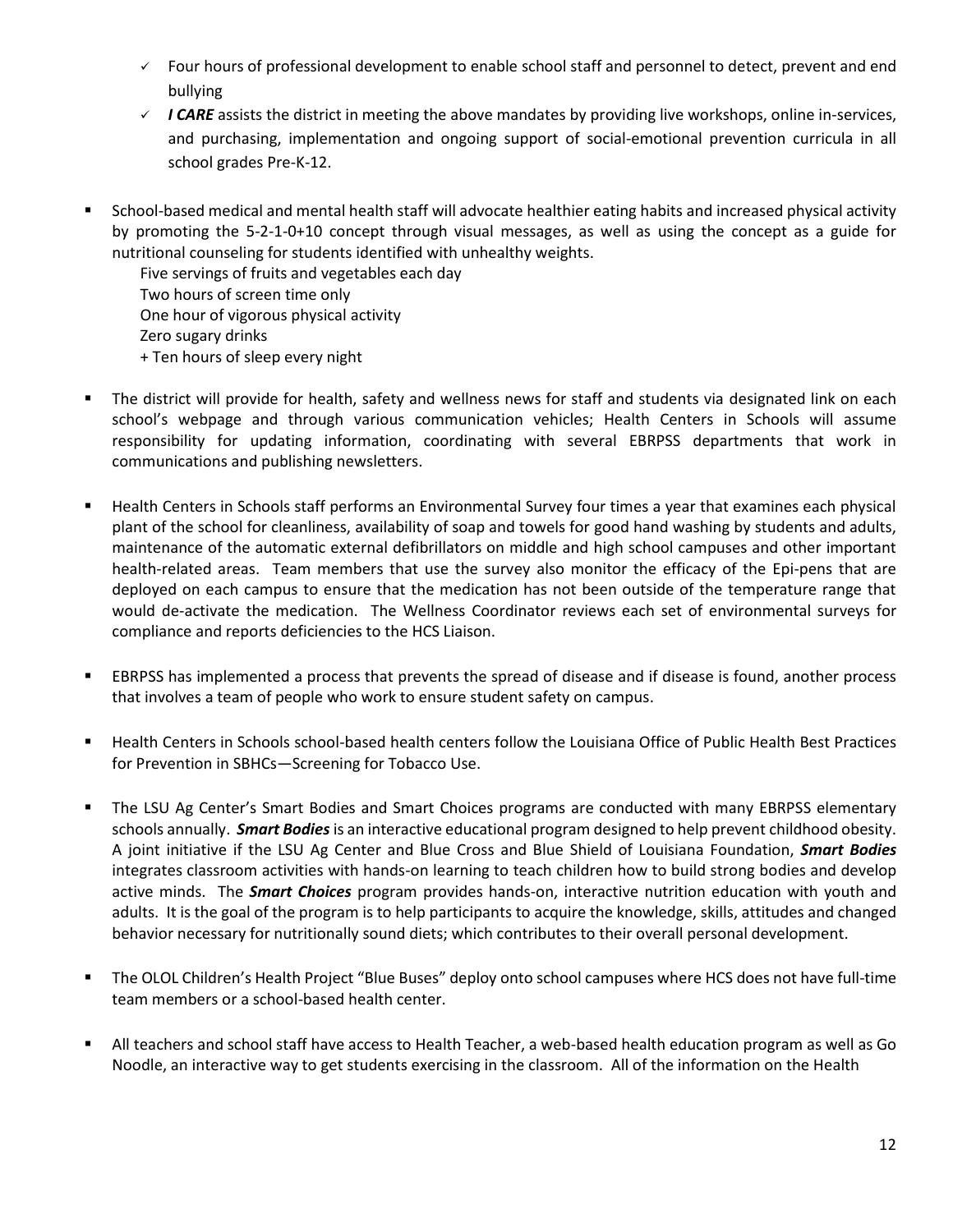- ✓ Four hours of professional development to enable school staff and personnel to detect, prevent and end bullying
- ✓ ***I CARE*** assists the district in meeting the above mandates by providing live workshops, online in-services, and purchasing, implementation and ongoing support of social-emotional prevention curricula in all school grades Pre-K-12.

- School-based medical and mental health staff will advocate healthier eating habits and increased physical activity by promoting the 5-2-1-0+10 concept through visual messages, as well as using the concept as a guide for nutritional counseling for students identified with unhealthy weights.

  Five servings of fruits and vegetables each day
  Two hours of screen time only
  One hour of vigorous physical activity
  Zero sugary drinks
  + Ten hours of sleep every night

- The district will provide for health, safety and wellness news for staff and students via designated link on each school's webpage and through various communication vehicles; Health Centers in Schools will assume responsibility for updating information, coordinating with several EBRPSS departments that work in communications and publishing newsletters.

- Health Centers in Schools staff performs an Environmental Survey four times a year that examines each physical plant of the school for cleanliness, availability of soap and towels for good hand washing by students and adults, maintenance of the automatic external defibrillators on middle and high school campuses and other important health-related areas. Team members that use the survey also monitor the efficacy of the Epi-pens that are deployed on each campus to ensure that the medication has not been outside of the temperature range that would de-activate the medication. The Wellness Coordinator reviews each set of environmental surveys for compliance and reports deficiencies to the HCS Liaison.

- EBRPSS has implemented a process that prevents the spread of disease and if disease is found, another process that involves a team of people who work to ensure student safety on campus.

- Health Centers in Schools school-based health centers follow the Louisiana Office of Public Health Best Practices for Prevention in SBHCs—Screening for Tobacco Use.

- The LSU Ag Center's Smart Bodies and Smart Choices programs are conducted with many EBRPSS elementary schools annually. ***Smart Bodies*** is an interactive educational program designed to help prevent childhood obesity. A joint initiative if the LSU Ag Center and Blue Cross and Blue Shield of Louisiana Foundation, ***Smart Bodies*** integrates classroom activities with hands-on learning to teach children how to build strong bodies and develop active minds. The ***Smart Choices*** program provides hands-on, interactive nutrition education with youth and adults. It is the goal of the program is to help participants to acquire the knowledge, skills, attitudes and changed behavior necessary for nutritionally sound diets; which contributes to their overall personal development.

- The OLOL Children's Health Project "Blue Buses" deploy onto school campuses where HCS does not have full-time team members or a school-based health center.

- All teachers and school staff have access to Health Teacher, a web-based health education program as well as Go Noodle, an interactive way to get students exercising in the classroom. All of the information on the Health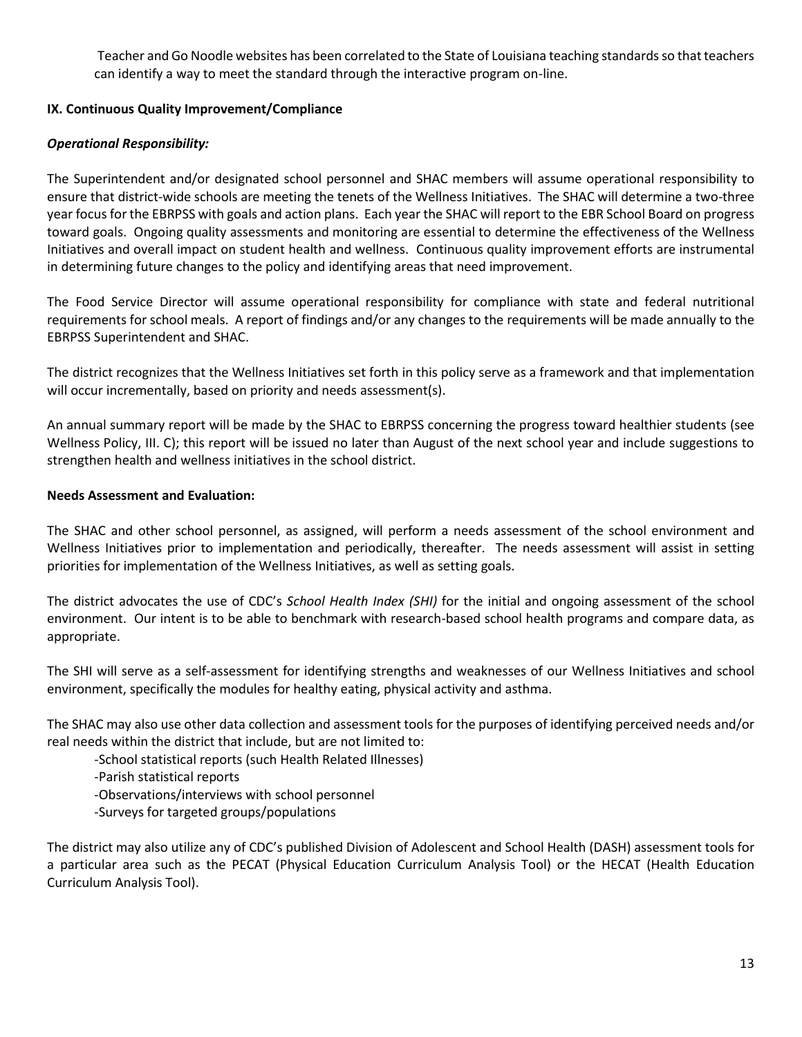Teacher and Go Noodle websites has been correlated to the State of Louisiana teaching standards so that teachers can identify a way to meet the standard through the interactive program on-line.

**IX. Continuous Quality Improvement/Compliance**

***Operational Responsibility:***

The Superintendent and/or designated school personnel and SHAC members will assume operational responsibility to ensure that district-wide schools are meeting the tenets of the Wellness Initiatives. The SHAC will determine a two-three year focus for the EBRPSS with goals and action plans. Each year the SHAC will report to the EBR School Board on progress toward goals. Ongoing quality assessments and monitoring are essential to determine the effectiveness of the Wellness Initiatives and overall impact on student health and wellness. Continuous quality improvement efforts are instrumental in determining future changes to the policy and identifying areas that need improvement.

The Food Service Director will assume operational responsibility for compliance with state and federal nutritional requirements for school meals. A report of findings and/or any changes to the requirements will be made annually to the EBRPSS Superintendent and SHAC.

The district recognizes that the Wellness Initiatives set forth in this policy serve as a framework and that implementation will occur incrementally, based on priority and needs assessment(s).

An annual summary report will be made by the SHAC to EBRPSS concerning the progress toward healthier students (see Wellness Policy, III. C); this report will be issued no later than August of the next school year and include suggestions to strengthen health and wellness initiatives in the school district.

**Needs Assessment and Evaluation:**

The SHAC and other school personnel, as assigned, will perform a needs assessment of the school environment and Wellness Initiatives prior to implementation and periodically, thereafter. The needs assessment will assist in setting priorities for implementation of the Wellness Initiatives, as well as setting goals.

The district advocates the use of CDC's *School Health Index (SHI)* for the initial and ongoing assessment of the school environment. Our intent is to be able to benchmark with research-based school health programs and compare data, as appropriate.

The SHI will serve as a self-assessment for identifying strengths and weaknesses of our Wellness Initiatives and school environment, specifically the modules for healthy eating, physical activity and asthma.

The SHAC may also use other data collection and assessment tools for the purposes of identifying perceived needs and/or real needs within the district that include, but are not limited to:

-School statistical reports (such Health Related Illnesses)
-Parish statistical reports
-Observations/interviews with school personnel
-Surveys for targeted groups/populations

The district may also utilize any of CDC's published Division of Adolescent and School Health (DASH) assessment tools for a particular area such as the PECAT (Physical Education Curriculum Analysis Tool) or the HECAT (Health Education Curriculum Analysis Tool).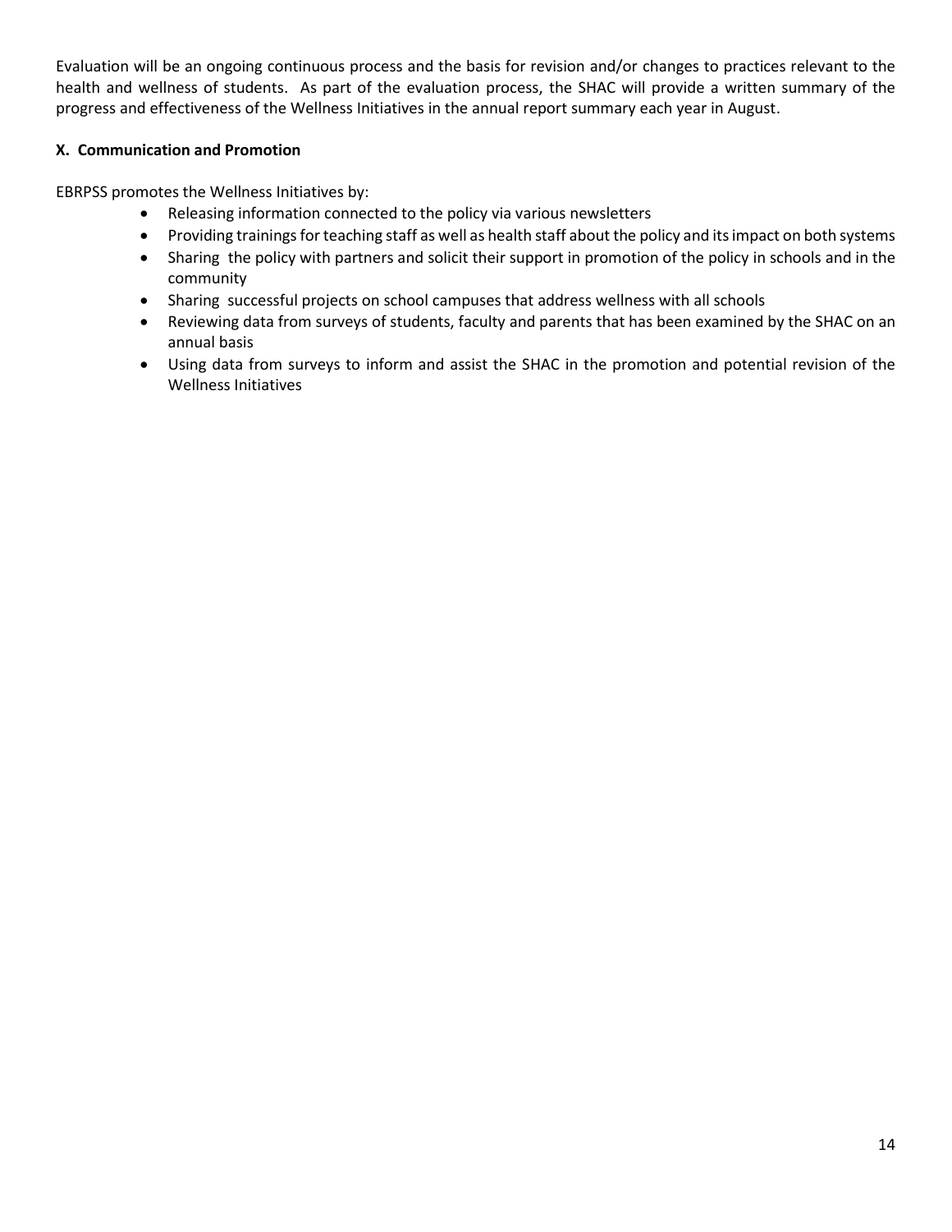Evaluation will be an ongoing continuous process and the basis for revision and/or changes to practices relevant to the health and wellness of students. As part of the evaluation process, the SHAC will provide a written summary of the progress and effectiveness of the Wellness Initiatives in the annual report summary each year in August.

**X. Communication and Promotion**

EBRPSS promotes the Wellness Initiatives by:

- Releasing information connected to the policy via various newsletters
- Providing trainings for teaching staff as well as health staff about the policy and its impact on both systems
- Sharing the policy with partners and solicit their support in promotion of the policy in schools and in the community
- Sharing successful projects on school campuses that address wellness with all schools
- Reviewing data from surveys of students, faculty and parents that has been examined by the SHAC on an annual basis
- Using data from surveys to inform and assist the SHAC in the promotion and potential revision of the Wellness Initiatives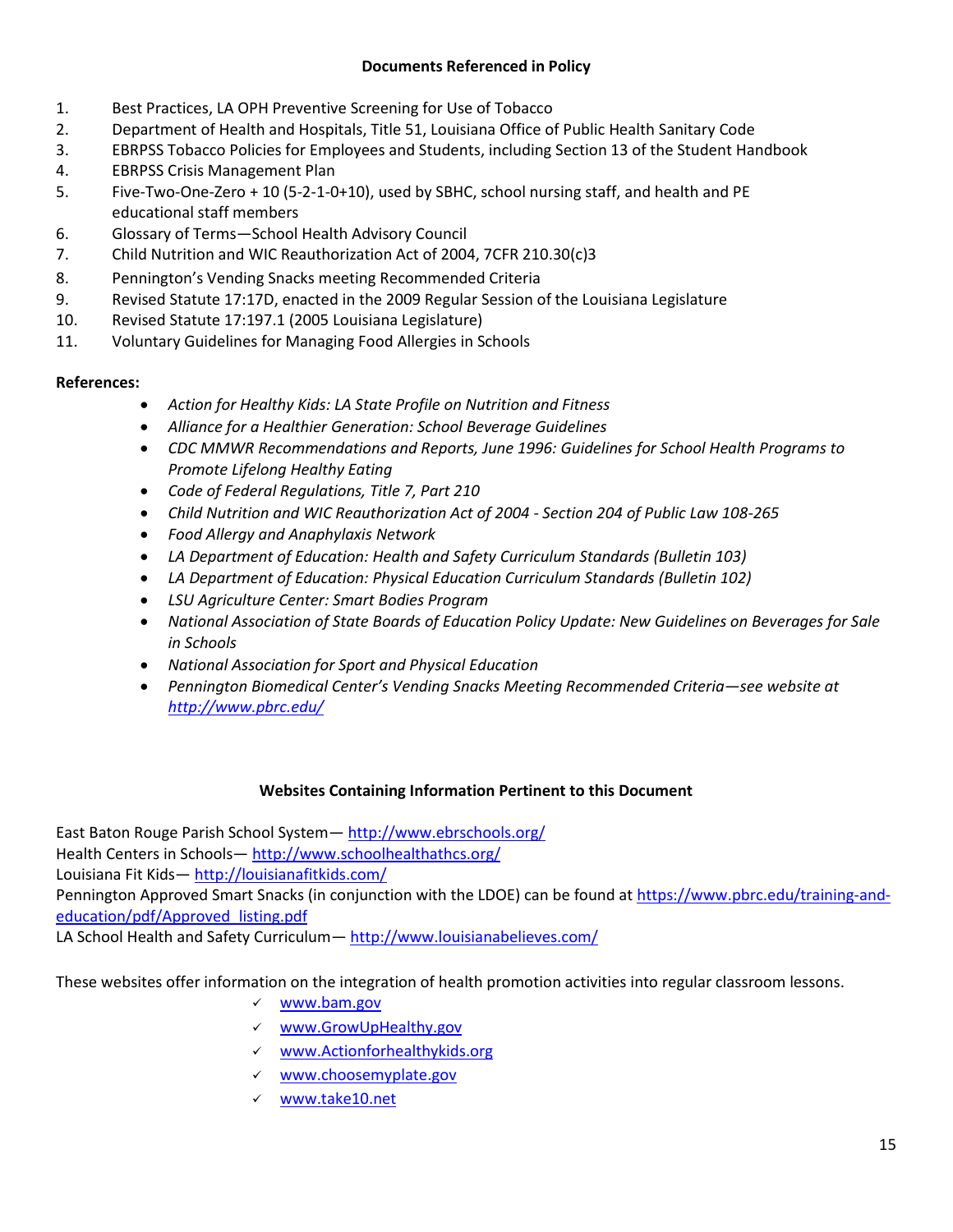## Documents Referenced in Policy

1. Best Practices, LA OPH Preventive Screening for Use of Tobacco
2. Department of Health and Hospitals, Title 51, Louisiana Office of Public Health Sanitary Code
3. EBRPSS Tobacco Policies for Employees and Students, including Section 13 of the Student Handbook
4. EBRPSS Crisis Management Plan
5. Five-Two-One-Zero + 10 (5-2-1-0+10), used by SBHC, school nursing staff, and health and PE educational staff members
6. Glossary of Terms—School Health Advisory Council
7. Child Nutrition and WIC Reauthorization Act of 2004, 7CFR 210.30(c)3
8. Pennington's Vending Snacks meeting Recommended Criteria
9. Revised Statute 17:17D, enacted in the 2009 Regular Session of the Louisiana Legislature
10. Revised Statute 17:197.1 (2005 Louisiana Legislature)
11. Voluntary Guidelines for Managing Food Allergies in Schools

**References:**

- *Action for Healthy Kids: LA State Profile on Nutrition and Fitness*
- *Alliance for a Healthier Generation: School Beverage Guidelines*
- *CDC MMWR Recommendations and Reports, June 1996: Guidelines for School Health Programs to Promote Lifelong Healthy Eating*
- *Code of Federal Regulations, Title 7, Part 210*
- *Child Nutrition and WIC Reauthorization Act of 2004 - Section 204 of Public Law 108-265*
- *Food Allergy and Anaphylaxis Network*
- *LA Department of Education: Health and Safety Curriculum Standards (Bulletin 103)*
- *LA Department of Education: Physical Education Curriculum Standards (Bulletin 102)*
- *LSU Agriculture Center: Smart Bodies Program*
- *National Association of State Boards of Education Policy Update: New Guidelines on Beverages for Sale in Schools*
- *National Association for Sport and Physical Education*
- *Pennington Biomedical Center's Vending Snacks Meeting Recommended Criteria—see website at http://www.pbrc.edu/*

## Websites Containing Information Pertinent to this Document

East Baton Rouge Parish School System— http://www.ebrschools.org/
Health Centers in Schools— http://www.schoolhealthathcs.org/
Louisiana Fit Kids— http://louisianafitkids.com/
Pennington Approved Smart Snacks (in conjunction with the LDOE) can be found at https://www.pbrc.edu/training-and-education/pdf/Approved_listing.pdf
LA School Health and Safety Curriculum— http://www.louisianabelieves.com/

These websites offer information on the integration of health promotion activities into regular classroom lessons.

- ✓ www.bam.gov
- ✓ www.GrowUpHealthy.gov
- ✓ www.Actionforhealthykids.org
- ✓ www.choosemyplate.gov
- ✓ www.take10.net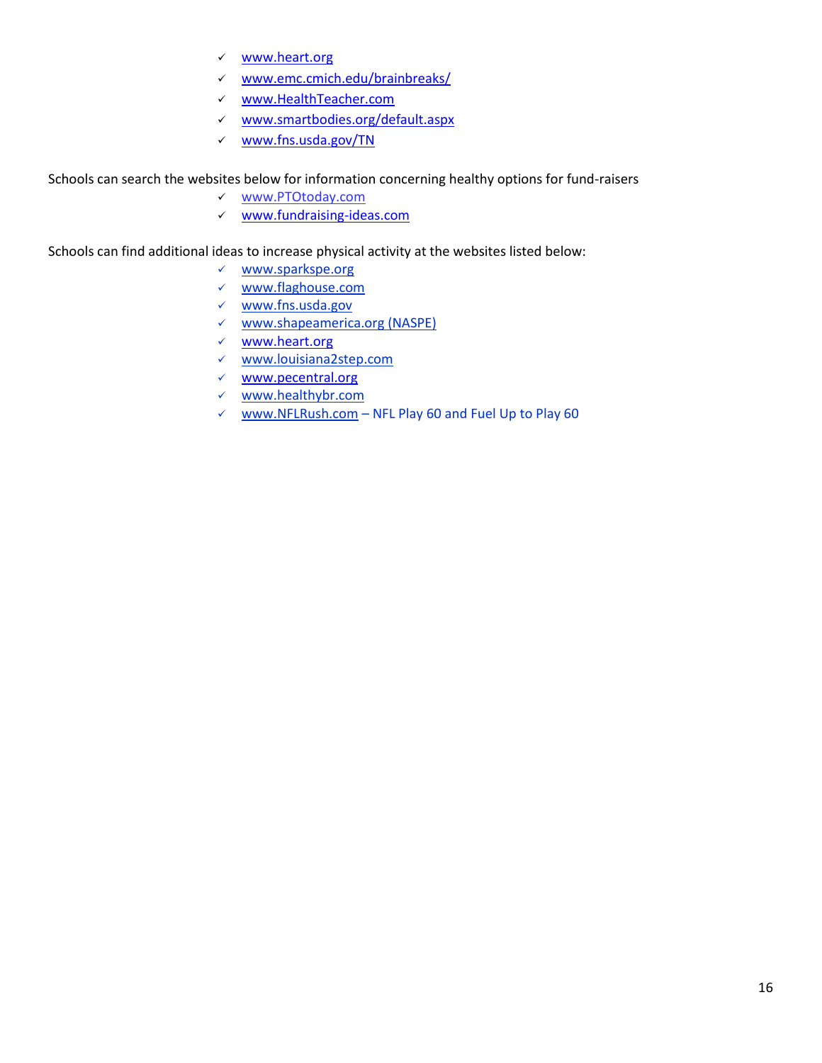- ✓ www.heart.org
- ✓ www.emc.cmich.edu/brainbreaks/
- ✓ www.HealthTeacher.com
- ✓ www.smartbodies.org/default.aspx
- ✓ www.fns.usda.gov/TN

Schools can search the websites below for information concerning healthy options for fund-raisers

- ✓ www.PTOtoday.com
- ✓ www.fundraising-ideas.com

Schools can find additional ideas to increase physical activity at the websites listed below:

- ✓ www.sparkspe.org
- ✓ www.flaghouse.com
- ✓ www.fns.usda.gov
- ✓ www.shapeamerica.org (NASPE)
- ✓ www.heart.org
- ✓ www.louisiana2step.com
- ✓ www.pecentral.org
- ✓ www.healthybr.com
- ✓ www.NFLRush.com – NFL Play 60 and Fuel Up to Play 60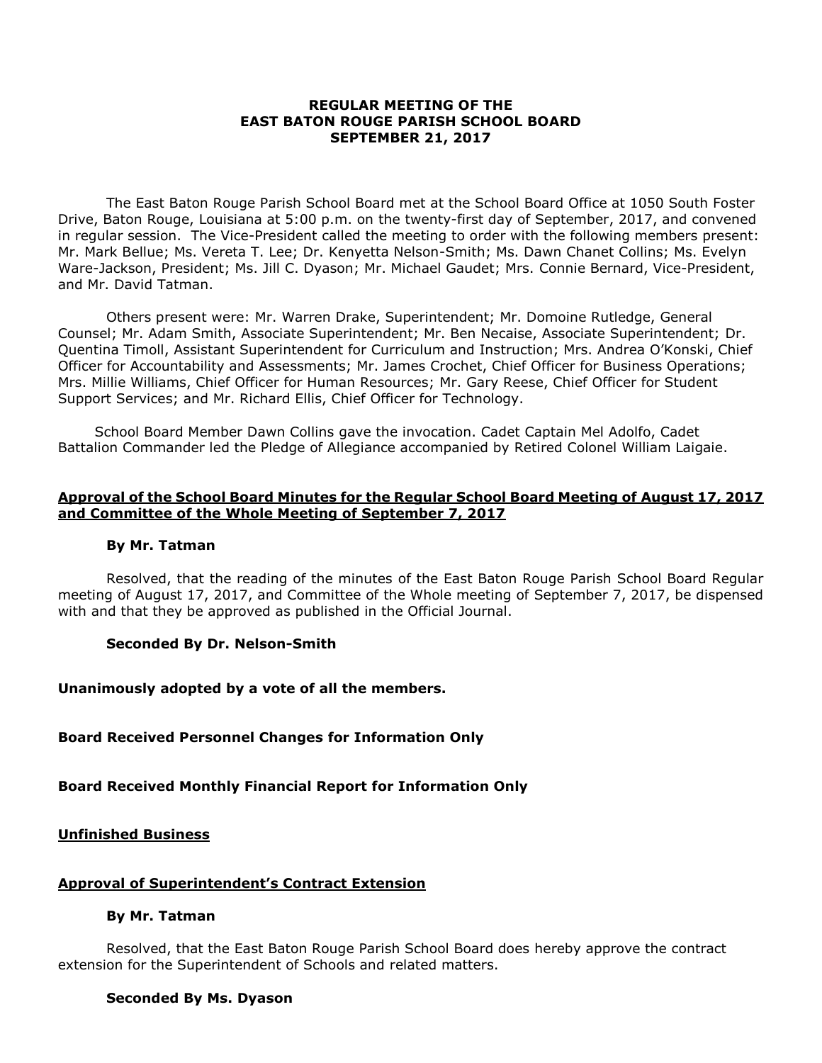**REGULAR MEETING OF THE**
**EAST BATON ROUGE PARISH SCHOOL BOARD**
**SEPTEMBER 21, 2017**

The East Baton Rouge Parish School Board met at the School Board Office at 1050 South Foster Drive, Baton Rouge, Louisiana at 5:00 p.m. on the twenty-first day of September, 2017, and convened in regular session. The Vice-President called the meeting to order with the following members present: Mr. Mark Bellue; Ms. Vereta T. Lee; Dr. Kenyetta Nelson-Smith; Ms. Dawn Chanet Collins; Ms. Evelyn Ware-Jackson, President; Ms. Jill C. Dyason; Mr. Michael Gaudet; Mrs. Connie Bernard, Vice-President, and Mr. David Tatman.

Others present were: Mr. Warren Drake, Superintendent; Mr. Domoine Rutledge, General Counsel; Mr. Adam Smith, Associate Superintendent; Mr. Ben Necaise, Associate Superintendent; Dr. Quentina Timoll, Assistant Superintendent for Curriculum and Instruction; Mrs. Andrea O'Konski, Chief Officer for Accountability and Assessments; Mr. James Crochet, Chief Officer for Business Operations; Mrs. Millie Williams, Chief Officer for Human Resources; Mr. Gary Reese, Chief Officer for Student Support Services; and Mr. Richard Ellis, Chief Officer for Technology.

School Board Member Dawn Collins gave the invocation. Cadet Captain Mel Adolfo, Cadet Battalion Commander led the Pledge of Allegiance accompanied by Retired Colonel William Laigaie.

**Approval of the School Board Minutes for the Regular School Board Meeting of August 17, 2017 and Committee of the Whole Meeting of September 7, 2017**

**By Mr. Tatman**

Resolved, that the reading of the minutes of the East Baton Rouge Parish School Board Regular meeting of August 17, 2017, and Committee of the Whole meeting of September 7, 2017, be dispensed with and that they be approved as published in the Official Journal.

**Seconded By Dr. Nelson-Smith**

**Unanimously adopted by a vote of all the members.**

**Board Received Personnel Changes for Information Only**

**Board Received Monthly Financial Report for Information Only**

**Unfinished Business**

**Approval of Superintendent's Contract Extension**

**By Mr. Tatman**

Resolved, that the East Baton Rouge Parish School Board does hereby approve the contract extension for the Superintendent of Schools and related matters.

**Seconded By Ms. Dyason**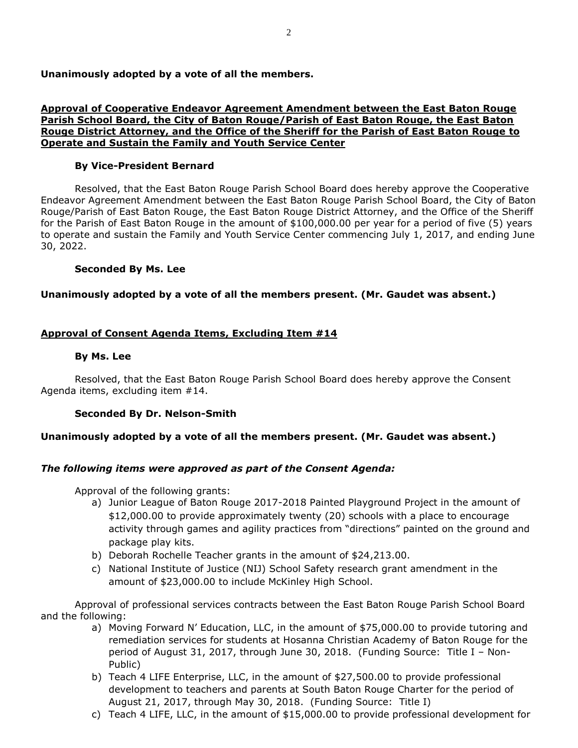**Unanimously adopted by a vote of all the members.**

**Approval of Cooperative Endeavor Agreement Amendment between the East Baton Rouge Parish School Board, the City of Baton Rouge/Parish of East Baton Rouge, the East Baton Rouge District Attorney, and the Office of the Sheriff for the Parish of East Baton Rouge to Operate and Sustain the Family and Youth Service Center**

**By Vice-President Bernard**

Resolved, that the East Baton Rouge Parish School Board does hereby approve the Cooperative Endeavor Agreement Amendment between the East Baton Rouge Parish School Board, the City of Baton Rouge/Parish of East Baton Rouge, the East Baton Rouge District Attorney, and the Office of the Sheriff for the Parish of East Baton Rouge in the amount of $100,000.00 per year for a period of five (5) years to operate and sustain the Family and Youth Service Center commencing July 1, 2017, and ending June 30, 2022.

**Seconded By Ms. Lee**

**Unanimously adopted by a vote of all the members present. (Mr. Gaudet was absent.)**

**Approval of Consent Agenda Items, Excluding Item #14**

**By Ms. Lee**

Resolved, that the East Baton Rouge Parish School Board does hereby approve the Consent Agenda items, excluding item #14.

**Seconded By Dr. Nelson-Smith**

**Unanimously adopted by a vote of all the members present. (Mr. Gaudet was absent.)**

***The following items were approved as part of the Consent Agenda:***

Approval of the following grants:

a) Junior League of Baton Rouge 2017-2018 Painted Playground Project in the amount of $12,000.00 to provide approximately twenty (20) schools with a place to encourage activity through games and agility practices from "directions" painted on the ground and package play kits.
b) Deborah Rochelle Teacher grants in the amount of $24,213.00.
c) National Institute of Justice (NIJ) School Safety research grant amendment in the amount of $23,000.00 to include McKinley High School.

Approval of professional services contracts between the East Baton Rouge Parish School Board and the following:

a) Moving Forward N' Education, LLC, in the amount of $75,000.00 to provide tutoring and remediation services for students at Hosanna Christian Academy of Baton Rouge for the period of August 31, 2017, through June 30, 2018. (Funding Source: Title I – Non-Public)
b) Teach 4 LIFE Enterprise, LLC, in the amount of $27,500.00 to provide professional development to teachers and parents at South Baton Rouge Charter for the period of August 21, 2017, through May 30, 2018. (Funding Source: Title I)
c) Teach 4 LIFE, LLC, in the amount of $15,000.00 to provide professional development for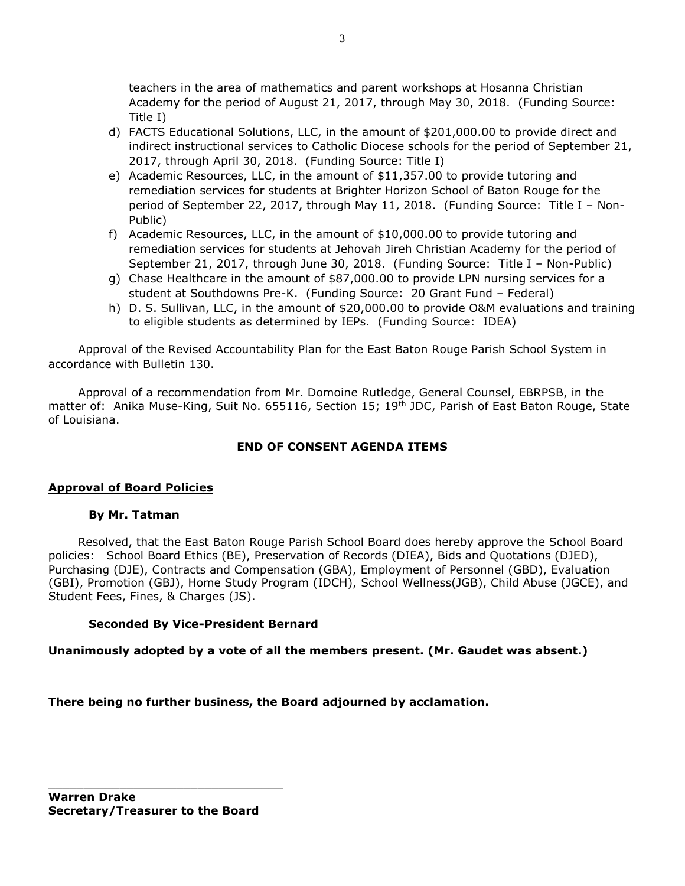teachers in the area of mathematics and parent workshops at Hosanna Christian Academy for the period of August 21, 2017, through May 30, 2018. (Funding Source: Title I)

d) FACTS Educational Solutions, LLC, in the amount of $201,000.00 to provide direct and indirect instructional services to Catholic Diocese schools for the period of September 21, 2017, through April 30, 2018. (Funding Source: Title I)

e) Academic Resources, LLC, in the amount of $11,357.00 to provide tutoring and remediation services for students at Brighter Horizon School of Baton Rouge for the period of September 22, 2017, through May 11, 2018. (Funding Source: Title I – Non-Public)

f) Academic Resources, LLC, in the amount of $10,000.00 to provide tutoring and remediation services for students at Jehovah Jireh Christian Academy for the period of September 21, 2017, through June 30, 2018. (Funding Source: Title I – Non-Public)

g) Chase Healthcare in the amount of $87,000.00 to provide LPN nursing services for a student at Southdowns Pre-K. (Funding Source: 20 Grant Fund – Federal)

h) D. S. Sullivan, LLC, in the amount of $20,000.00 to provide O&M evaluations and training to eligible students as determined by IEPs. (Funding Source: IDEA)

Approval of the Revised Accountability Plan for the East Baton Rouge Parish School System in accordance with Bulletin 130.

Approval of a recommendation from Mr. Domoine Rutledge, General Counsel, EBRPSB, in the matter of: Anika Muse-King, Suit No. 655116, Section 15; 19th JDC, Parish of East Baton Rouge, State of Louisiana.

**END OF CONSENT AGENDA ITEMS**

**Approval of Board Policies**

**By Mr. Tatman**

Resolved, that the East Baton Rouge Parish School Board does hereby approve the School Board policies: School Board Ethics (BE), Preservation of Records (DIEA), Bids and Quotations (DJED), Purchasing (DJE), Contracts and Compensation (GBA), Employment of Personnel (GBD), Evaluation (GBI), Promotion (GBJ), Home Study Program (IDCH), School Wellness(JGB), Child Abuse (JGCE), and Student Fees, Fines, & Charges (JS).

**Seconded By Vice-President Bernard**

**Unanimously adopted by a vote of all the members present. (Mr. Gaudet was absent.)**

**There being no further business, the Board adjourned by acclamation.**

\_\_\_\_\_\_\_\_\_\_\_\_\_\_\_\_\_\_\_\_\_\_\_\_\_\_\_\_\_\_\_\_

**Warren Drake**
**Secretary/Treasurer to the Board**